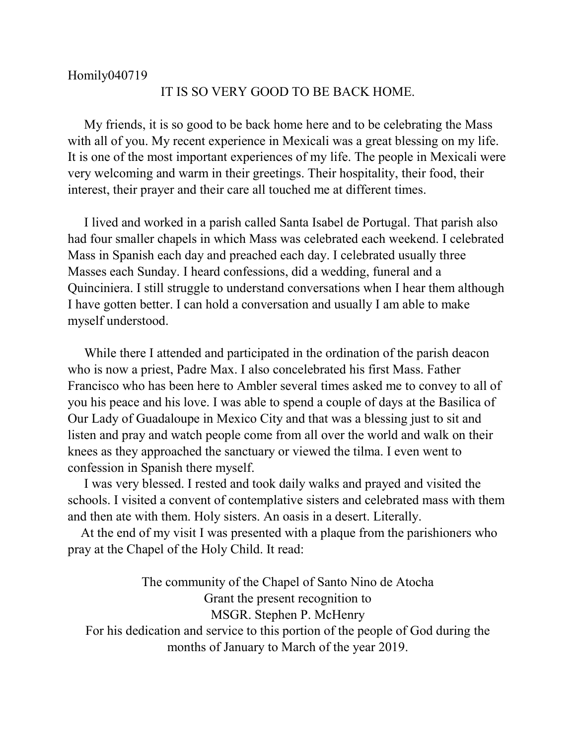Homily040719

# IT IS SO VERY GOOD TO BE BACK HOME.

My friends, it is so good to be back home here and to be celebrating the Mass with all of you. My recent experience in Mexicali was a great blessing on my life. It is one of the most important experiences of my life. The people in Mexicali were very welcoming and warm in their greetings. Their hospitality, their food, their interest, their prayer and their care all touched me at different times.

I lived and worked in a parish called Santa Isabel de Portugal. That parish also had four smaller chapels in which Mass was celebrated each weekend. I celebrated Mass in Spanish each day and preached each day. I celebrated usually three Masses each Sunday. I heard confessions, did a wedding, funeral and a Quinciniera. I still struggle to understand conversations when I hear them although I have gotten better. I can hold a conversation and usually I am able to make myself understood.

While there I attended and participated in the ordination of the parish deacon who is now a priest, Padre Max. I also concelebrated his first Mass. Father Francisco who has been here to Ambler several times asked me to convey to all of you his peace and his love. I was able to spend a couple of days at the Basilica of Our Lady of Guadaloupe in Mexico City and that was a blessing just to sit and listen and pray and watch people come from all over the world and walk on their knees as they approached the sanctuary or viewed the tilma. I even went to confession in Spanish there myself.

I was very blessed. I rested and took daily walks and prayed and visited the schools. I visited a convent of contemplative sisters and celebrated mass with them and then ate with them. Holy sisters. An oasis in a desert. Literally.

At the end of my visit I was presented with a plaque from the parishioners who pray at the Chapel of the Holy Child. It read:

The community of the Chapel of Santo Nino de Atocha
Grant the present recognition to
MSGR. Stephen P. McHenry
For his dedication and service to this portion of the people of God during the months of January to March of the year 2019.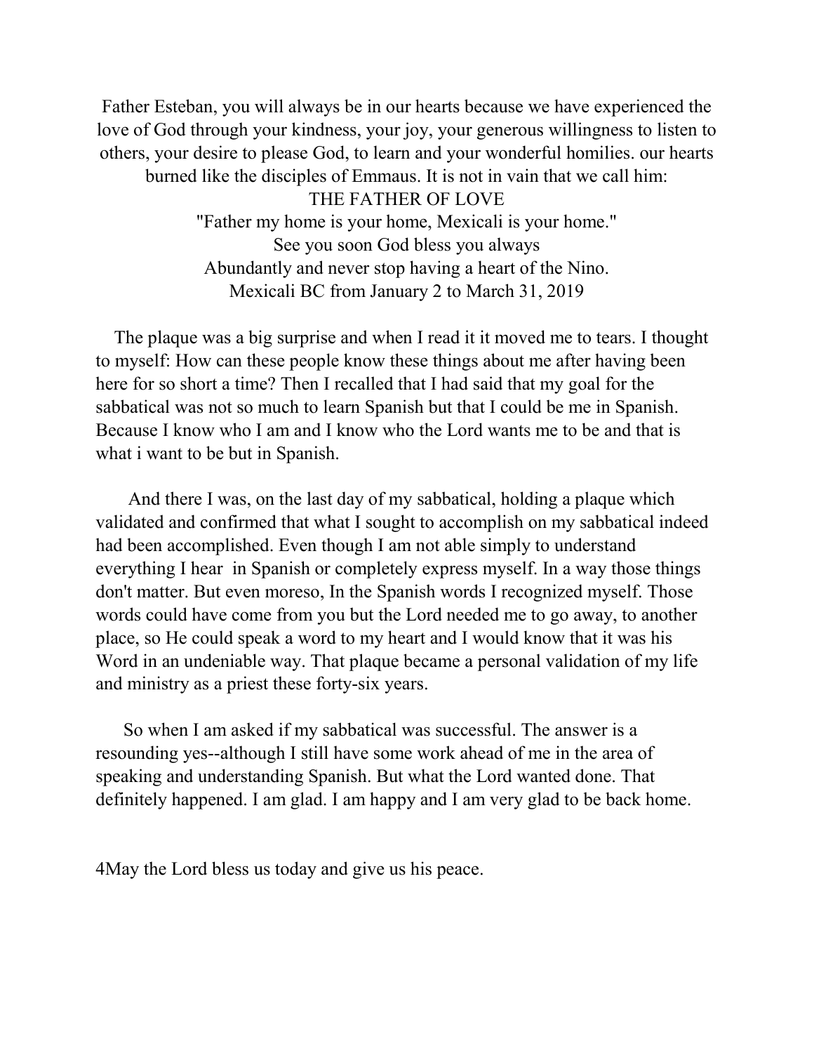Father Esteban, you will always be in our hearts because we have experienced the love of God through your kindness, your joy, your generous willingness to listen to others, your desire to please God, to learn and your wonderful homilies. our hearts burned like the disciples of Emmaus. It is not in vain that we call him:

THE FATHER OF LOVE

"Father my home is your home, Mexicali is your home."

See you soon God bless you always

Abundantly and never stop having a heart of the Nino.

Mexicali BC from January 2 to March 31, 2019

The plaque was a big surprise and when I read it it moved me to tears. I thought to myself: How can these people know these things about me after having been here for so short a time? Then I recalled that I had said that my goal for the sabbatical was not so much to learn Spanish but that I could be me in Spanish. Because I know who I am and I know who the Lord wants me to be and that is what i want to be but in Spanish.

And there I was, on the last day of my sabbatical, holding a plaque which validated and confirmed that what I sought to accomplish on my sabbatical indeed had been accomplished. Even though I am not able simply to understand everything I hear in Spanish or completely express myself. In a way those things don't matter. But even moreso, In the Spanish words I recognized myself. Those words could have come from you but the Lord needed me to go away, to another place, so He could speak a word to my heart and I would know that it was his Word in an undeniable way. That plaque became a personal validation of my life and ministry as a priest these forty-six years.

So when I am asked if my sabbatical was successful. The answer is a resounding yes--although I still have some work ahead of me in the area of speaking and understanding Spanish. But what the Lord wanted done. That definitely happened. I am glad. I am happy and I am very glad to be back home.

4May the Lord bless us today and give us his peace.